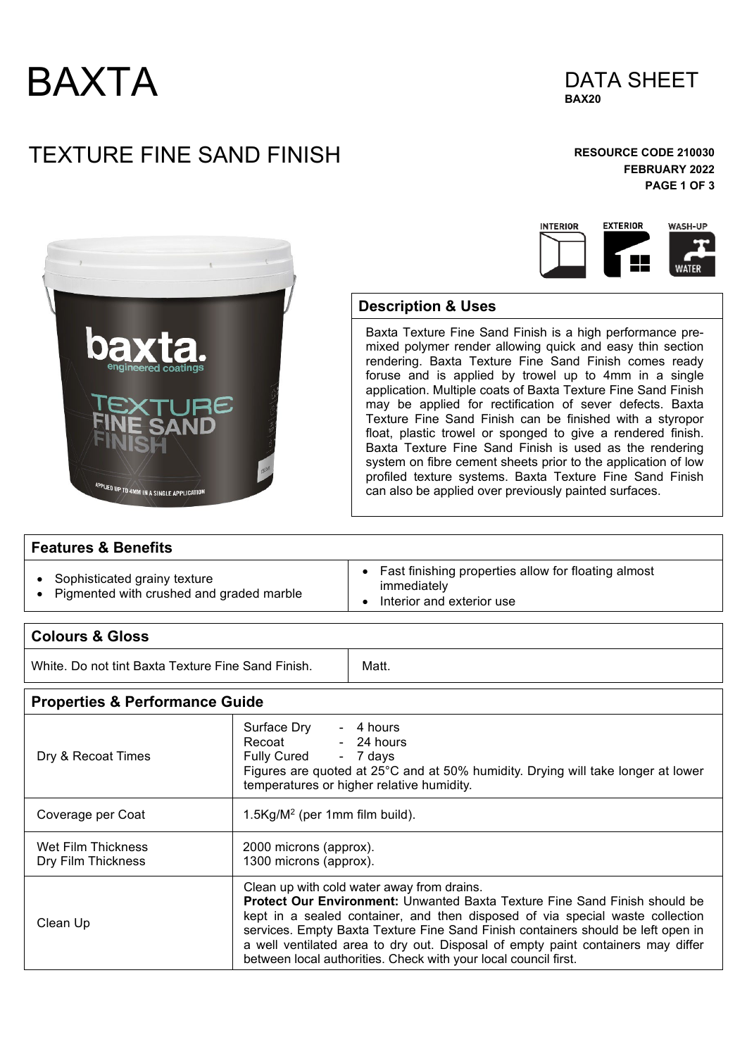# BAXTA

DATA SHEET
**BAX20**

# TEXTURE FINE SAND FINISH

**RESOURCE CODE 210030**
**FEBRUARY 2022**

INTERIOR EXTERIOR WASH-UP WATER

## Description & Uses

Baxta Texture Fine Sand Finish is a high performance pre-mixed polymer render allowing quick and easy thin section rendering. Baxta Texture Fine Sand Finish comes ready foruse and is applied by trowel up to 4mm in a single application. Multiple coats of Baxta Texture Fine Sand Finish may be applied for rectification of sever defects. Baxta Texture Fine Sand Finish can be finished with a styropor float, plastic trowel or sponged to give a rendered finish. Baxta Texture Fine Sand Finish is used as the rendering system on fibre cement sheets prior to the application of low profiled texture systems. Baxta Texture Fine Sand Finish can also be applied over previously painted surfaces.

## Features & Benefits

- Sophisticated grainy texture
- Pigmented with crushed and graded marble
- Fast finishing properties allow for floating almost immediately
- Interior and exterior use

## Colours & Gloss

| | |
|---|---|
| White. Do not tint Baxta Texture Fine Sand Finish. | Matt. |

## Properties & Performance Guide

| | |
|---|---|
| Dry & Recoat Times | Surface Dry - 4 hours<br>Recoat - 24 hours<br>Fully Cured - 7 days<br>Figures are quoted at 25°C and at 50% humidity. Drying will take longer at lower temperatures or higher relative humidity. |
| Coverage per Coat | 1.5Kg/M$^2$ (per 1mm film build). |
| Wet Film Thickness<br>Dry Film Thickness | 2000 microns (approx).<br>1300 microns (approx). |
| Clean Up | Clean up with cold water away from drains.<br>**Protect Our Environment:** Unwanted Baxta Texture Fine Sand Finish should be kept in a sealed container, and then disposed of via special waste collection services. Empty Baxta Texture Fine Sand Finish containers should be left open in a well ventilated area to dry out. Disposal of empty paint containers may differ between local authorities. Check with your local council first. |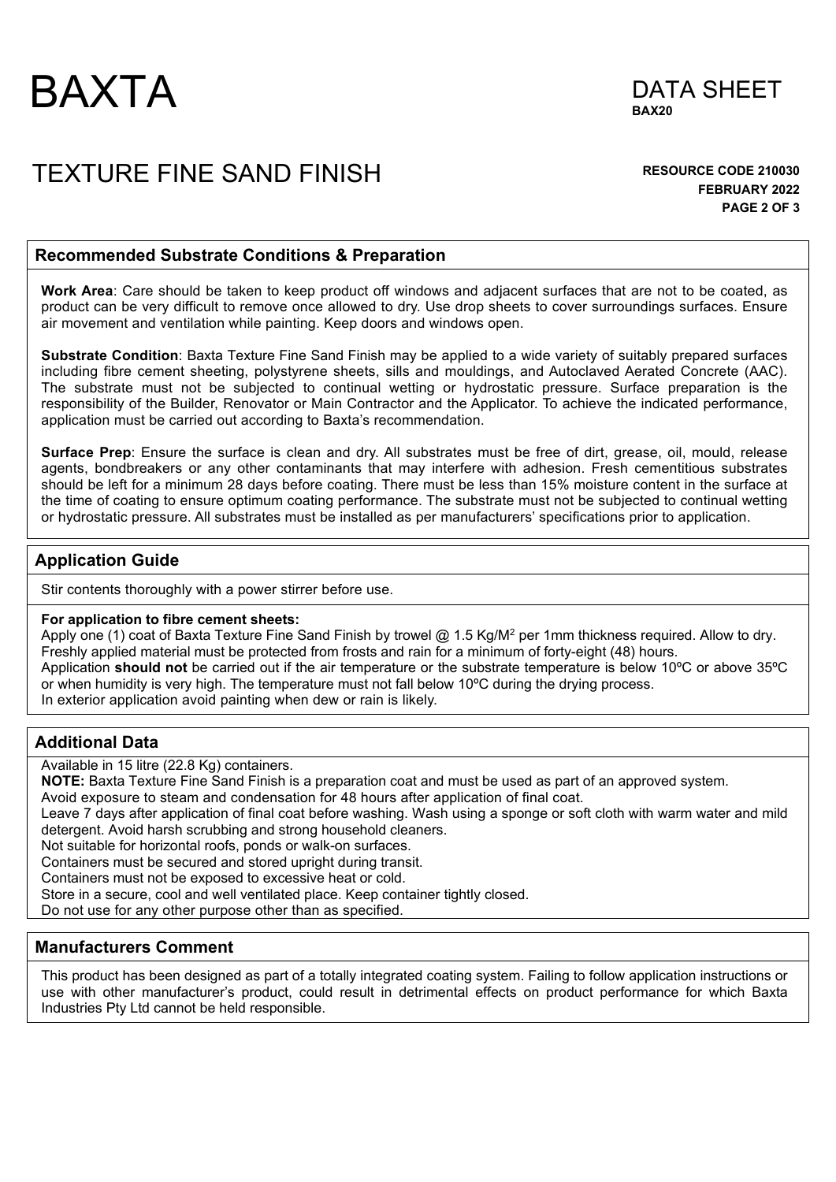# BAXTA

DATA SHEET
**BAX20**

# TEXTURE FINE SAND FINISH

**RESOURCE CODE 210030**
**FEBRUARY 2022**

## Recommended Substrate Conditions & Preparation

**Work Area**: Care should be taken to keep product off windows and adjacent surfaces that are not to be coated, as product can be very difficult to remove once allowed to dry. Use drop sheets to cover surroundings surfaces. Ensure air movement and ventilation while painting. Keep doors and windows open.

**Substrate Condition**: Baxta Texture Fine Sand Finish may be applied to a wide variety of suitably prepared surfaces including fibre cement sheeting, polystyrene sheets, sills and mouldings, and Autoclaved Aerated Concrete (AAC). The substrate must not be subjected to continual wetting or hydrostatic pressure. Surface preparation is the responsibility of the Builder, Renovator or Main Contractor and the Applicator. To achieve the indicated performance, application must be carried out according to Baxta's recommendation.

**Surface Prep**: Ensure the surface is clean and dry. All substrates must be free of dirt, grease, oil, mould, release agents, bondbreakers or any other contaminants that may interfere with adhesion. Fresh cementitious substrates should be left for a minimum 28 days before coating. There must be less than 15% moisture content in the surface at the time of coating to ensure optimum coating performance. The substrate must not be subjected to continual wetting or hydrostatic pressure. All substrates must be installed as per manufacturers' specifications prior to application.

## Application Guide

Stir contents thoroughly with a power stirrer before use.

**For application to fibre cement sheets:**
Apply one (1) coat of Baxta Texture Fine Sand Finish by trowel @ 1.5 Kg/M$^2$ per 1mm thickness required. Allow to dry.
Freshly applied material must be protected from frosts and rain for a minimum of forty-eight (48) hours.
Application **should not** be carried out if the air temperature or the substrate temperature is below 10ºC or above 35ºC or when humidity is very high. The temperature must not fall below 10ºC during the drying process.
In exterior application avoid painting when dew or rain is likely.

## Additional Data

Available in 15 litre (22.8 Kg) containers.
**NOTE:** Baxta Texture Fine Sand Finish is a preparation coat and must be used as part of an approved system.
Avoid exposure to steam and condensation for 48 hours after application of final coat.
Leave 7 days after application of final coat before washing. Wash using a sponge or soft cloth with warm water and mild detergent. Avoid harsh scrubbing and strong household cleaners.
Not suitable for horizontal roofs, ponds or walk-on surfaces.
Containers must be secured and stored upright during transit.
Containers must not be exposed to excessive heat or cold.
Store in a secure, cool and well ventilated place. Keep container tightly closed.
Do not use for any other purpose other than as specified.

## Manufacturers Comment

This product has been designed as part of a totally integrated coating system. Failing to follow application instructions or use with other manufacturer's product, could result in detrimental effects on product performance for which Baxta Industries Pty Ltd cannot be held responsible.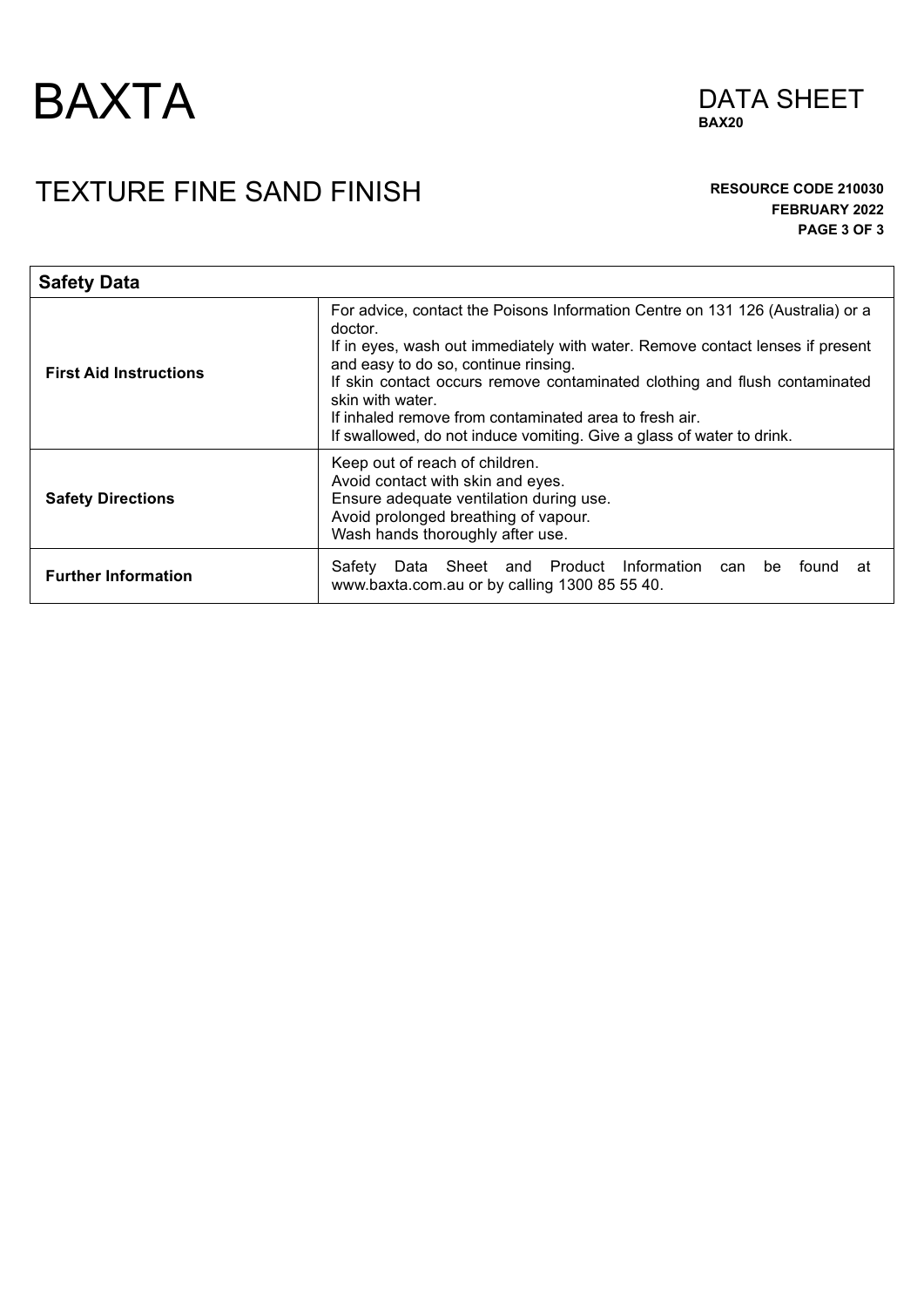# BAXTA

DATA SHEET
**BAX20**

## TEXTURE FINE SAND FINISH

**RESOURCE CODE 210030**
**FEBRUARY 2022**

| **Safety Data** | |
|---|---|
| **First Aid Instructions** | For advice, contact the Poisons Information Centre on 131 126 (Australia) or a doctor.<br>If in eyes, wash out immediately with water. Remove contact lenses if present and easy to do so, continue rinsing.<br>If skin contact occurs remove contaminated clothing and flush contaminated skin with water.<br>If inhaled remove from contaminated area to fresh air.<br>If swallowed, do not induce vomiting. Give a glass of water to drink. |
| **Safety Directions** | Keep out of reach of children.<br>Avoid contact with skin and eyes.<br>Ensure adequate ventilation during use.<br>Avoid prolonged breathing of vapour.<br>Wash hands thoroughly after use. |
| **Further Information** | Safety Data Sheet and Product Information can be found at www.baxta.com.au or by calling 1300 85 55 40. |